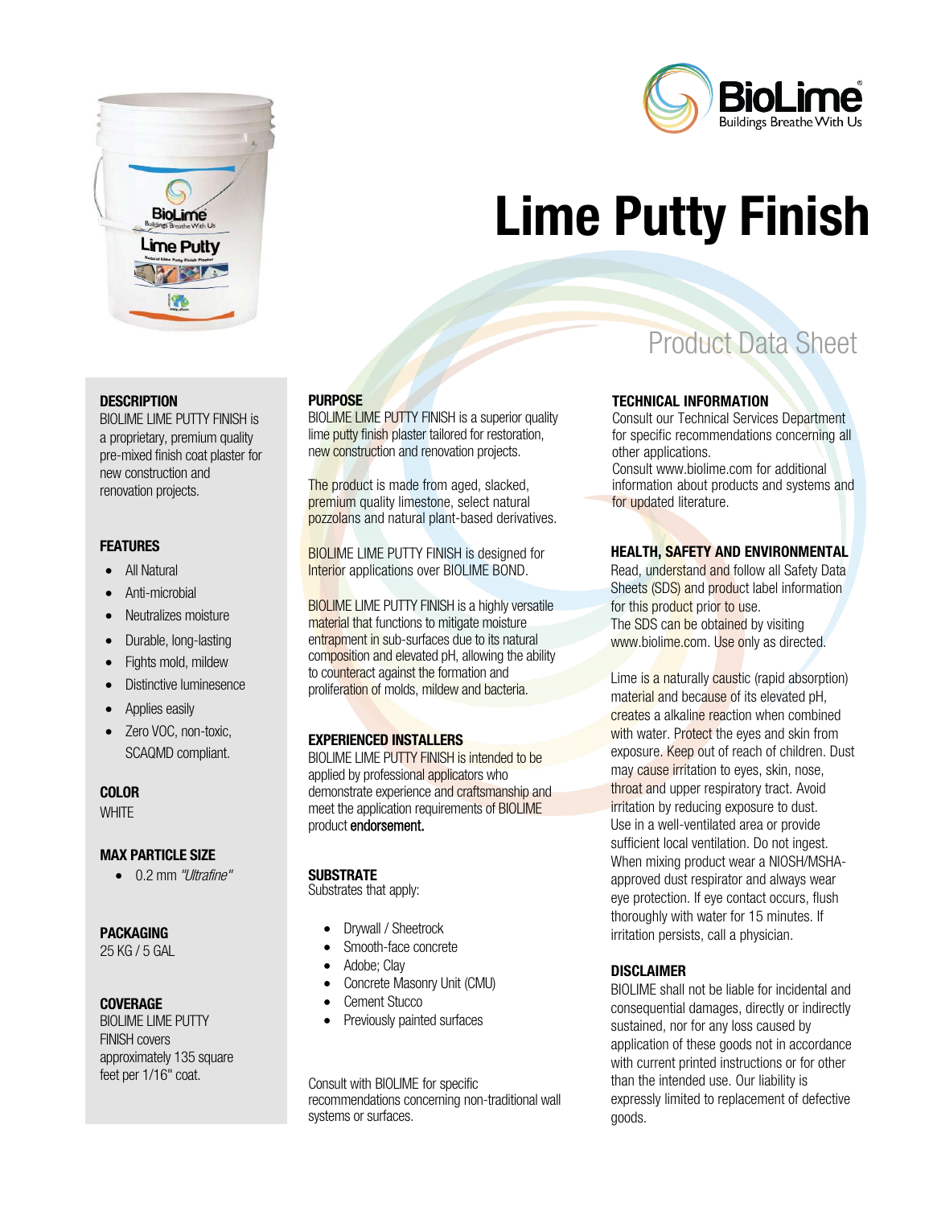# Lime Putty Finish

## Product Data Sheet

### DESCRIPTION

BIOLIME LIME PUTTY FINISH is a proprietary, premium quality pre-mixed finish coat plaster for new construction and renovation projects.

### FEATURES

- All Natural
- Anti-microbial
- Neutralizes moisture
- Durable, long-lasting
- Fights mold, mildew
- Distinctive luminesence
- Applies easily
- Zero VOC, non-toxic, SCAQMD compliant.

### COLOR

WHITE

### MAX PARTICLE SIZE

- 0.2 mm *"Ultrafine"*

### PACKAGING

25 KG / 5 GAL

### COVERAGE

BIOLIME LIME PUTTY FINISH covers approximately 135 square feet per 1/16" coat.

### PURPOSE

BIOLIME LIME PUTTY FINISH is a superior quality lime putty finish plaster tailored for restoration, new construction and renovation projects.

The product is made from aged, slacked, premium quality limestone, select natural pozzolans and natural plant-based derivatives.

BIOLIME LIME PUTTY FINISH is designed for Interior applications over BIOLIME BOND.

BIOLIME LIME PUTTY FINISH is a highly versatile material that functions to mitigate moisture entrapment in sub-surfaces due to its natural composition and elevated pH, allowing the ability to counteract against the formation and proliferation of molds, mildew and bacteria.

### EXPERIENCED INSTALLERS

BIOLIME LIME PUTTY FINISH is intended to be applied by professional applicators who demonstrate experience and craftsmanship and meet the application requirements of BIOLIME product endorsement.

### SUBSTRATE

Substrates that apply:

- Drywall / Sheetrock
- Smooth-face concrete
- Adobe; Clay
- Concrete Masonry Unit (CMU)
- Cement Stucco
- Previously painted surfaces

Consult with BIOLIME for specific recommendations concerning non-traditional wall systems or surfaces.

### TECHNICAL INFORMATION

Consult our Technical Services Department for specific recommendations concerning all other applications.
Consult www.biolime.com for additional information about products and systems and for updated literature.

### HEALTH, SAFETY AND ENVIRONMENTAL

Read, understand and follow all Safety Data Sheets (SDS) and product label information for this product prior to use.
The SDS can be obtained by visiting www.biolime.com. Use only as directed.

Lime is a naturally caustic (rapid absorption) material and because of its elevated pH, creates a alkaline reaction when combined with water. Protect the eyes and skin from exposure. Keep out of reach of children. Dust may cause irritation to eyes, skin, nose, throat and upper respiratory tract. Avoid irritation by reducing exposure to dust. Use in a well-ventilated area or provide sufficient local ventilation. Do not ingest. When mixing product wear a NIOSH/MSHA-approved dust respirator and always wear eye protection. If eye contact occurs, flush thoroughly with water for 15 minutes. If irritation persists, call a physician.

### DISCLAIMER

BIOLIME shall not be liable for incidental and consequential damages, directly or indirectly sustained, nor for any loss caused by application of these goods not in accordance with current printed instructions or for other than the intended use. Our liability is expressly limited to replacement of defective goods.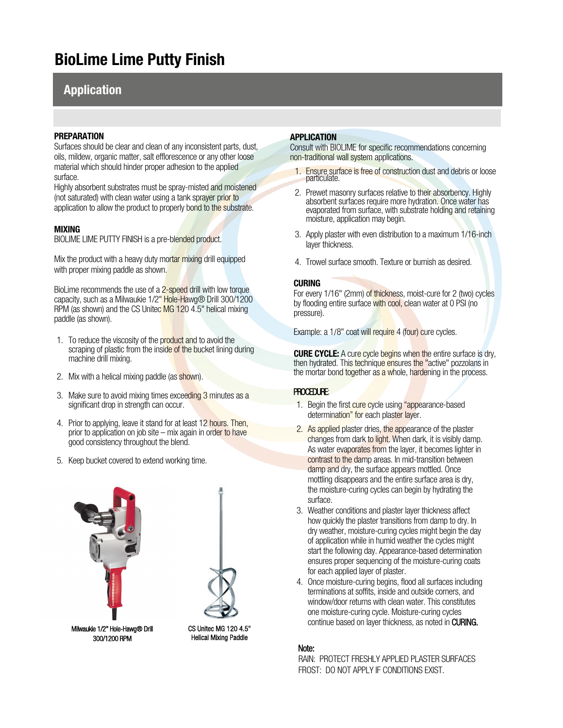# BioLime Lime Putty Finish

## Application

**PREPARATION**

Surfaces should be clear and clean of any inconsistent parts, dust, oils, mildew, organic matter, salt efflorescence or any other loose material which should hinder proper adhesion to the applied surface.

Highly absorbent substrates must be spray-misted and moistened (not saturated) with clean water using a tank sprayer prior to application to allow the product to properly bond to the substrate.

**MIXING**

BIOLIME LIME PUTTY FINISH is a pre-blended product.

Mix the product with a heavy duty mortar mixing drill equipped with proper mixing paddle as shown.

BioLime recommends the use of a 2-speed drill with low torque capacity, such as a Milwaukie 1/2" Hole-Hawg® Drill 300/1200 RPM (as shown) and the CS Unitec MG 120 4.5" helical mixing paddle (as shown).

1. To reduce the viscosity of the product and to avoid the scraping of plastic from the inside of the bucket lining during machine drill mixing.
2. Mix with a helical mixing paddle (as shown).
3. Make sure to avoid mixing times exceeding 3 minutes as a significant drop in strength can occur.
4. Prior to applying, leave it stand for at least 12 hours. Then, prior to application on job site – mix again in order to have good consistency throughout the blend.
5. Keep bucket covered to extend working time.

Milwaukie 1/2" Hole-Hawg® Drill 300/1200 RPM

CS Unitec MG 120 4.5" Helical Mixing Paddle

**APPLICATION**

Consult with BIOLIME for specific recommendations concerning non-traditional wall system applications.

1. Ensure surface is free of construction dust and debris or loose particulate.
2. Prewet masonry surfaces relative to their absorbency. Highly absorbent surfaces require more hydration. Once water has evaporated from surface, with substrate holding and retaining moisture, application may begin.
3. Apply plaster with even distribution to a maximum 1/16-inch layer thickness.
4. Trowel surface smooth. Texture or burnish as desired.

**CURING**

For every 1/16" (2mm) of thickness, moist-cure for 2 (two) cycles by flooding entire surface with cool, clean water at 0 PSI (no pressure).

Example: a 1/8" coat will require 4 (four) cure cycles.

**CURE CYCLE:** A cure cycle begins when the entire surface is dry, then hydrated. This technique ensures the "active" pozzolans in the mortar bond together as a whole, hardening in the process.

**PROCEDURE:**

1. Begin the first cure cycle using "appearance-based determination" for each plaster layer.
2. As applied plaster dries, the appearance of the plaster changes from dark to light. When dark, it is visibly damp. As water evaporates from the layer, it becomes lighter in contrast to the damp areas. In mid-transition between damp and dry, the surface appears mottled. Once mottling disappears and the entire surface area is dry, the moisture-curing cycles can begin by hydrating the surface.
3. Weather conditions and plaster layer thickness affect how quickly the plaster transitions from damp to dry. In dry weather, moisture-curing cycles might begin the day of application while in humid weather the cycles might start the following day. Appearance-based determination ensures proper sequencing of the moisture-curing coats for each applied layer of plaster.
4. Once moisture-curing begins, flood all surfaces including terminations at soffits, inside and outside corners, and window/door returns with clean water. This constitutes one moisture-curing cycle. Moisture-curing cycles continue based on layer thickness, as noted in **CURING.**

Note:

RAIN: PROTECT FRESHLY APPLIED PLASTER SURFACES

FROST: DO NOT APPLY IF CONDITIONS EXIST.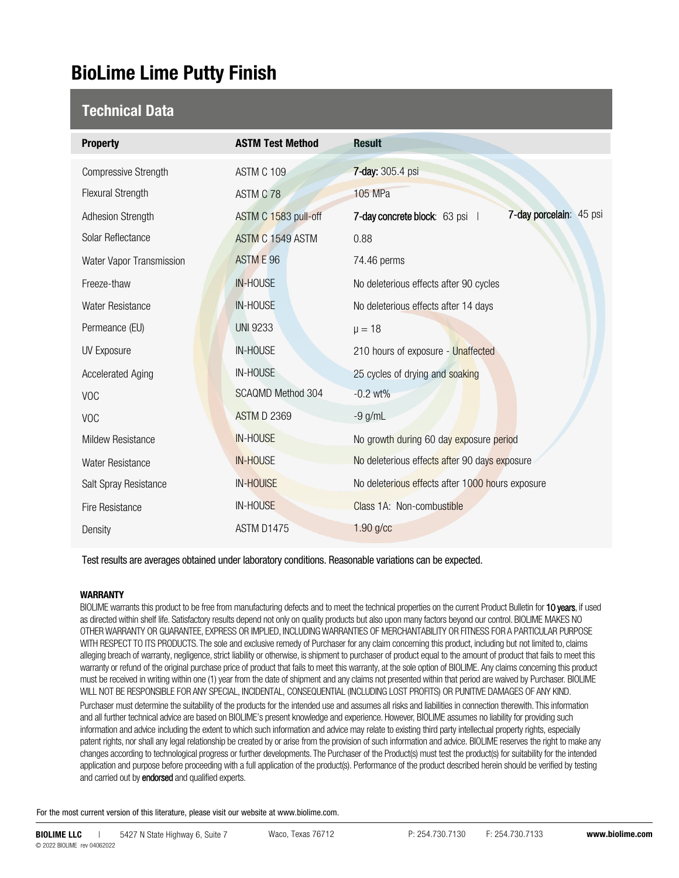# BioLime Lime Putty Finish

## Technical Data

| Property | ASTM Test Method | Result |
| --- | --- | --- |
| Compressive Strength | ASTM C 109 | 7-day: 305.4 psi |
| Flexural Strength | ASTM C 78 | 105 MPa |
| Adhesion Strength | ASTM C 1583 pull-off | 7-day concrete block: 63 psi &#124; 7-day porcelain: 45 psi |
| Solar Reflectance | ASTM C 1549 ASTM | 0.88 |
| Water Vapor Transmission | ASTM E 96 | 74.46 perms |
| Freeze-thaw | IN-HOUSE | No deleterious effects after 90 cycles |
| Water Resistance | IN-HOUSE | No deleterious effects after 14 days |
| Permeance (EU) | UNI 9233 | $\mu = 18$ |
| UV Exposure | IN-HOUSE | 210 hours of exposure - Unaffected |
| Accelerated Aging | IN-HOUSE | 25 cycles of drying and soaking |
| VOC | SCAQMD Method 304 | -0.2 wt% |
| VOC | ASTM D 2369 | -9 g/mL |
| Mildew Resistance | IN-HOUSE | No growth during 60 day exposure period |
| Water Resistance | IN-HOUSE | No deleterious effects after 90 days exposure |
| Salt Spray Resistance | IN-HOUISE | No deleterious effects after 1000 hours exposure |
| Fire Resistance | IN-HOUSE | Class 1A: Non-combustible |
| Density | ASTM D1475 | 1.90 g/cc |

Test results are averages obtained under laboratory conditions. Reasonable variations can be expected.

**WARRANTY**

BIOLIME warrants this product to be free from manufacturing defects and to meet the technical properties on the current Product Bulletin for 10 years, if used as directed within shelf life. Satisfactory results depend not only on quality products but also upon many factors beyond our control. BIOLIME MAKES NO OTHER WARRANTY OR GUARANTEE, EXPRESS OR IMPLIED, INCLUDING WARRANTIES OF MERCHANTABILITY OR FITNESS FOR A PARTICULAR PURPOSE WITH RESPECT TO ITS PRODUCTS. The sole and exclusive remedy of Purchaser for any claim concerning this product, including but not limited to, claims alleging breach of warranty, negligence, strict liability or otherwise, is shipment to purchaser of product equal to the amount of product that fails to meet this warranty or refund of the original purchase price of product that fails to meet this warranty, at the sole option of BIOLIME. Any claims concerning this product must be received in writing within one (1) year from the date of shipment and any claims not presented within that period are waived by Purchaser. BIOLIME WILL NOT BE RESPONSIBLE FOR ANY SPECIAL, INCIDENTAL, CONSEQUENTIAL (INCLUDING LOST PROFITS) OR PUNITIVE DAMAGES OF ANY KIND.

Purchaser must determine the suitability of the products for the intended use and assumes all risks and liabilities in connection therewith. This information and all further technical advice are based on BIOLIME's present knowledge and experience. However, BIOLIME assumes no liability for providing such information and advice including the extent to which such information and advice may relate to existing third party intellectual property rights, especially patent rights, nor shall any legal relationship be created by or arise from the provision of such information and advice. BIOLIME reserves the right to make any changes according to technological progress or further developments. The Purchaser of the Product(s) must test the product(s) for suitability for the intended application and purpose before proceeding with a full application of the product(s). Performance of the product described herein should be verified by testing and carried out by endorsed and qualified experts.

For the most current version of this literature, please visit our website at www.biolime.com.

**BIOLIME LLC** | 5427 N State Highway 6, Suite 7 Waco, Texas 76712 P: 254.730.7130 F: 254.730.7133 **www.biolime.com**

© 2022 BIOLIME rev 04062022